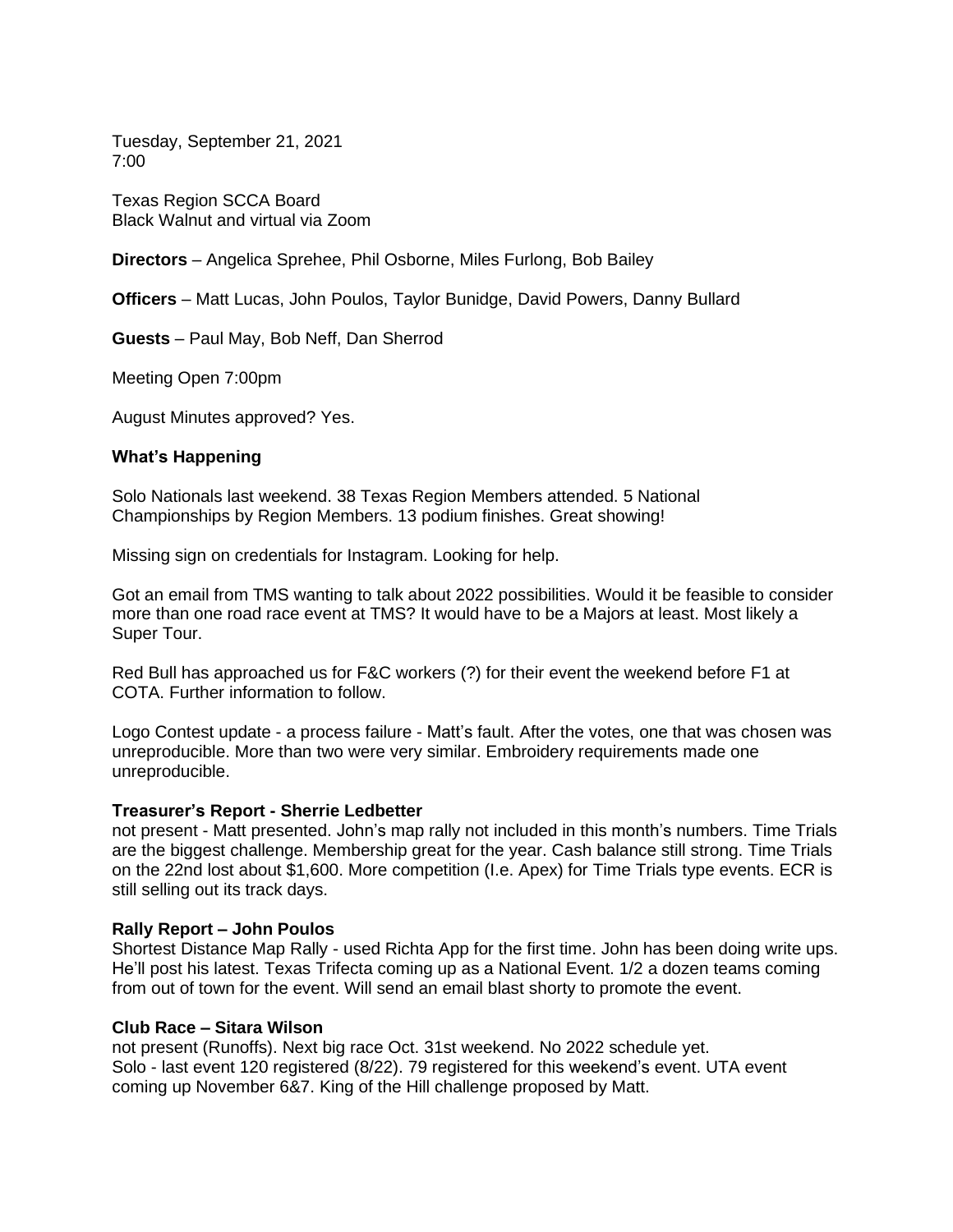Tuesday, September 21, 2021
7:00

Texas Region SCCA Board
Black Walnut and virtual via Zoom

**Directors** – Angelica Sprehee, Phil Osborne, Miles Furlong, Bob Bailey

**Officers** – Matt Lucas, John Poulos, Taylor Bunidge, David Powers, Danny Bullard

**Guests** – Paul May, Bob Neff, Dan Sherrod

Meeting Open 7:00pm

August Minutes approved? Yes.

**What's Happening**

Solo Nationals last weekend. 38 Texas Region Members attended. 5 National Championships by Region Members. 13 podium finishes. Great showing!

Missing sign on credentials for Instagram. Looking for help.

Got an email from TMS wanting to talk about 2022 possibilities. Would it be feasible to consider more than one road race event at TMS? It would have to be a Majors at least. Most likely a Super Tour.

Red Bull has approached us for F&C workers (?) for their event the weekend before F1 at COTA. Further information to follow.

Logo Contest update - a process failure - Matt's fault. After the votes, one that was chosen was unreproducible. More than two were very similar. Embroidery requirements made one unreproducible.

**Treasurer's Report - Sherrie Ledbetter**
not present - Matt presented. John's map rally not included in this month's numbers. Time Trials are the biggest challenge. Membership great for the year. Cash balance still strong. Time Trials on the 22nd lost about $1,600. More competition (I.e. Apex) for Time Trials type events. ECR is still selling out its track days.

**Rally Report – John Poulos**
Shortest Distance Map Rally - used Richta App for the first time. John has been doing write ups. He'll post his latest. Texas Trifecta coming up as a National Event. 1/2 a dozen teams coming from out of town for the event. Will send an email blast shorty to promote the event.

**Club Race – Sitara Wilson**
not present (Runoffs). Next big race Oct. 31st weekend. No 2022 schedule yet.
Solo - last event 120 registered (8/22). 79 registered for this weekend's event. UTA event coming up November 6&7. King of the Hill challenge proposed by Matt.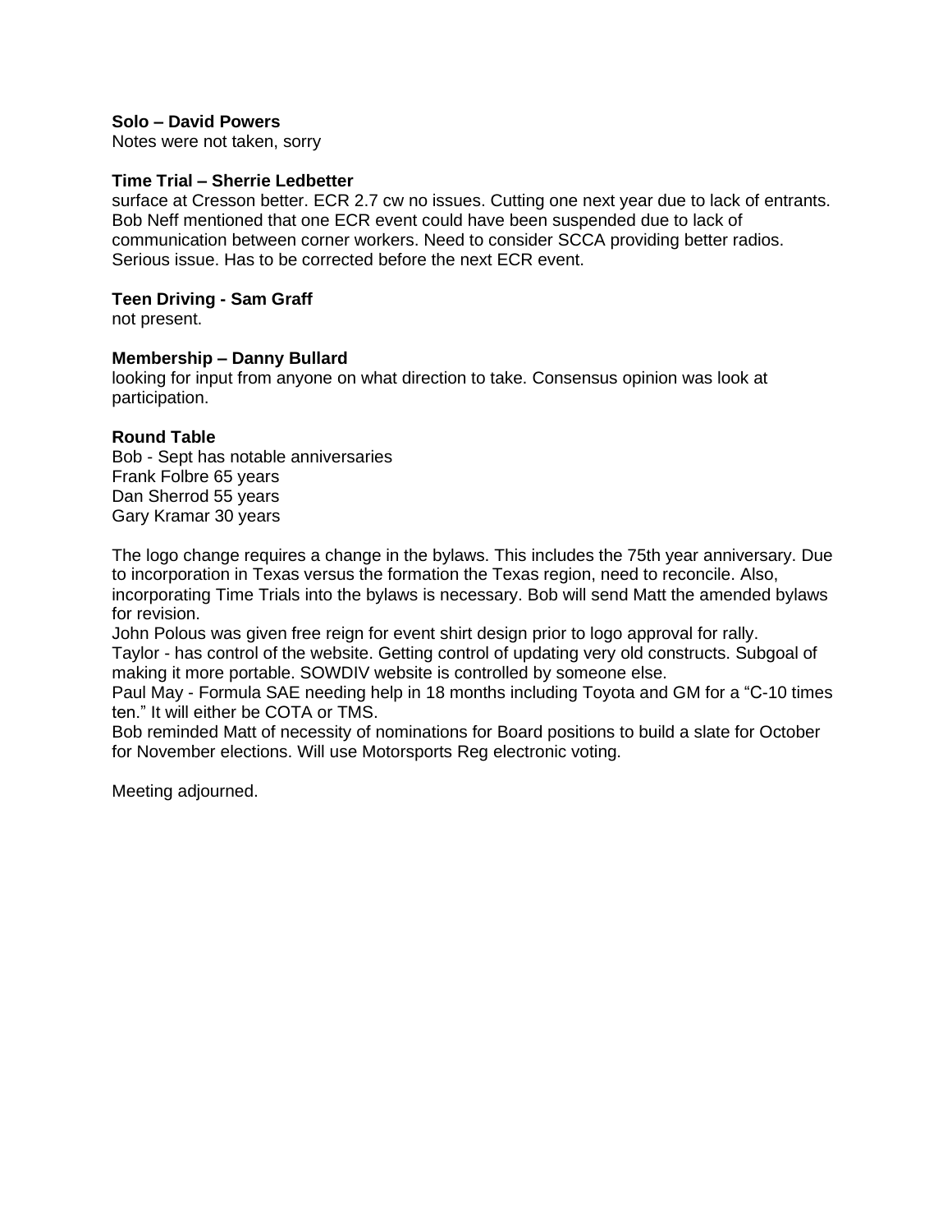**Solo – David Powers**
Notes were not taken, sorry

**Time Trial – Sherrie Ledbetter**
surface at Cresson better. ECR 2.7 cw no issues. Cutting one next year due to lack of entrants. Bob Neff mentioned that one ECR event could have been suspended due to lack of communication between corner workers. Need to consider SCCA providing better radios. Serious issue. Has to be corrected before the next ECR event.

**Teen Driving - Sam Graff**
not present.

**Membership – Danny Bullard**
looking for input from anyone on what direction to take. Consensus opinion was look at participation.

**Round Table**
Bob - Sept has notable anniversaries
Frank Folbre 65 years
Dan Sherrod 55 years
Gary Kramar 30 years

The logo change requires a change in the bylaws. This includes the 75th year anniversary. Due to incorporation in Texas versus the formation the Texas region, need to reconcile. Also, incorporating Time Trials into the bylaws is necessary. Bob will send Matt the amended bylaws for revision.
John Polous was given free reign for event shirt design prior to logo approval for rally.
Taylor - has control of the website. Getting control of updating very old constructs. Subgoal of making it more portable. SOWDIV website is controlled by someone else.
Paul May - Formula SAE needing help in 18 months including Toyota and GM for a "C-10 times ten." It will either be COTA or TMS.
Bob reminded Matt of necessity of nominations for Board positions to build a slate for October for November elections. Will use Motorsports Reg electronic voting.

Meeting adjourned.